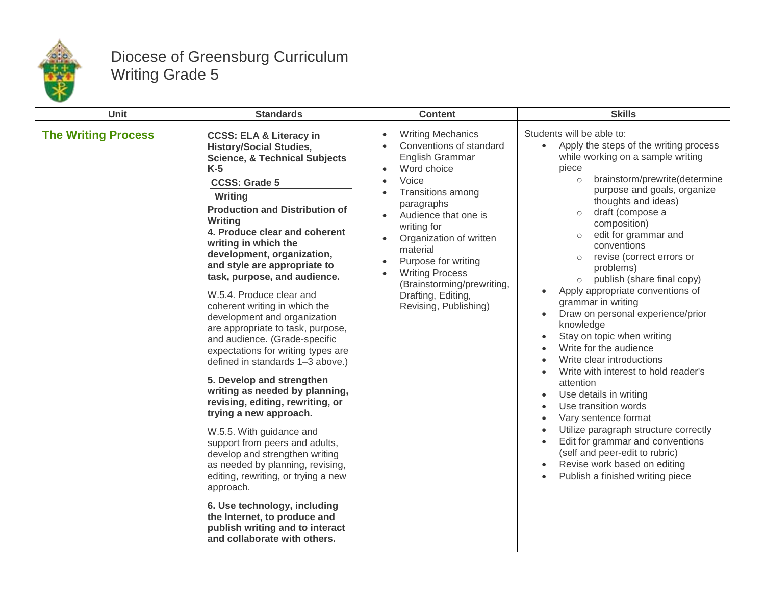# Diocese of Greensburg Curriculum
## Writing Grade 5

| Unit | Standards | Content | Skills |
|---|---|---|---|
| **The Writing Process** | **CCSS: ELA & Literacy in History/Social Studies, Science, & Technical Subjects K-5**<br>**CCSS: Grade 5**<br>**Writing**<br>**Production and Distribution of Writing**<br>**4. Produce clear and coherent writing in which the development, organization, and style are appropriate to task, purpose, and audience.**<br>W.5.4. Produce clear and coherent writing in which the development and organization are appropriate to task, purpose, and audience. (Grade-specific expectations for writing types are defined in standards 1–3 above.)<br>**5. Develop and strengthen writing as needed by planning, revising, editing, rewriting, or trying a new approach.**<br>W.5.5. With guidance and support from peers and adults, develop and strengthen writing as needed by planning, revising, editing, rewriting, or trying a new approach.<br>**6. Use technology, including the Internet, to produce and publish writing and to interact and collaborate with others.** | • Writing Mechanics<br>• Conventions of standard English Grammar<br>• Word choice<br>• Voice<br>• Transitions among paragraphs<br>• Audience that one is writing for<br>• Organization of written material<br>• Purpose for writing<br>• Writing Process (Brainstorming/prewriting, Drafting, Editing, Revising, Publishing) | Students will be able to:<br>• Apply the steps of the writing process while working on a sample writing piece<br>  ○ brainstorm/prewrite(determine purpose and goals, organize thoughts and ideas)<br>  ○ draft (compose a composition)<br>  ○ edit for grammar and conventions<br>  ○ revise (correct errors or problems)<br>  ○ publish (share final copy)<br>• Apply appropriate conventions of grammar in writing<br>• Draw on personal experience/prior knowledge<br>• Stay on topic when writing<br>• Write for the audience<br>• Write clear introductions<br>• Write with interest to hold reader's attention<br>• Use details in writing<br>• Use transition words<br>• Vary sentence format<br>• Utilize paragraph structure correctly<br>• Edit for grammar and conventions (self and peer-edit to rubric)<br>• Revise work based on editing<br>• Publish a finished writing piece |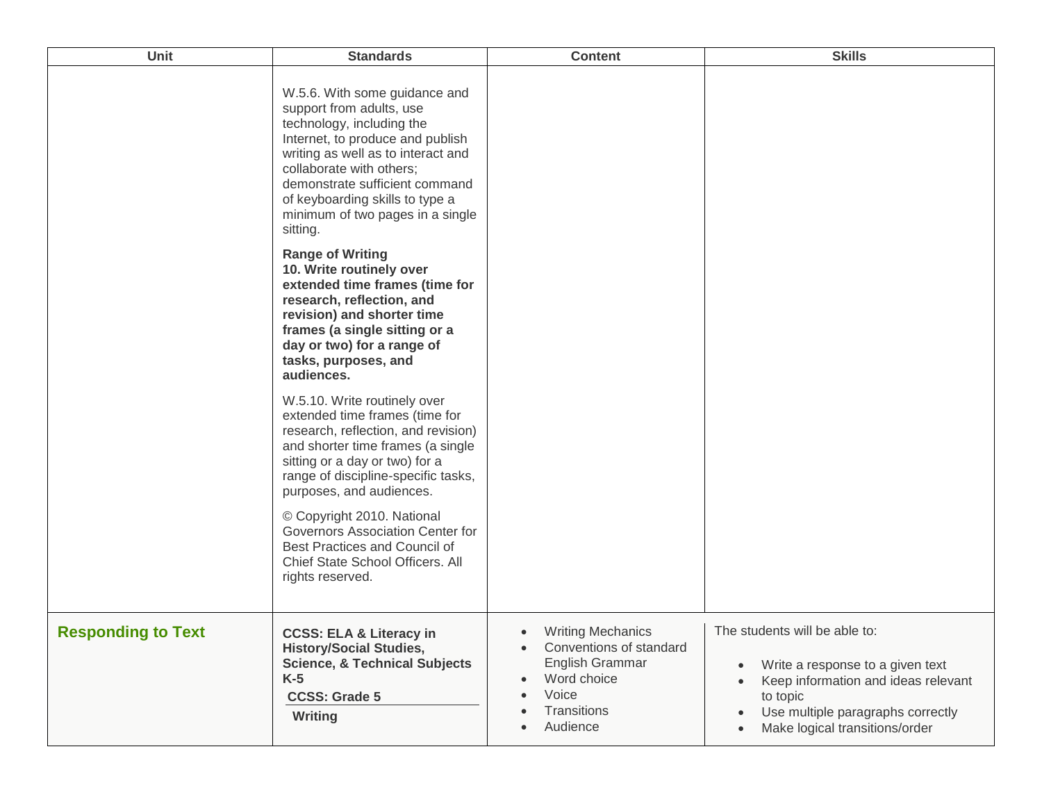| Unit | Standards | Content | Skills |
|---|---|---|---|
| | W.5.6. With some guidance and support from adults, use technology, including the Internet, to produce and publish writing as well as to interact and collaborate with others; demonstrate sufficient command of keyboarding skills to type a minimum of two pages in a single sitting.<br><br>**Range of Writing**<br>**10. Write routinely over extended time frames (time for research, reflection, and revision) and shorter time frames (a single sitting or a day or two) for a range of tasks, purposes, and audiences.**<br><br>W.5.10. Write routinely over extended time frames (time for research, reflection, and revision) and shorter time frames (a single sitting or a day or two) for a range of discipline-specific tasks, purposes, and audiences.<br><br>© Copyright 2010. National Governors Association Center for Best Practices and Council of Chief State School Officers. All rights reserved. | | |
| **Responding to Text** | **CCSS: ELA & Literacy in History/Social Studies, Science, & Technical Subjects K-5**<br>**CCSS: Grade 5**<br>**Writing** | • Writing Mechanics<br>• Conventions of standard English Grammar<br>• Word choice<br>• Voice<br>• Transitions<br>• Audience | The students will be able to:<br><br>• Write a response to a given text<br>• Keep information and ideas relevant to topic<br>• Use multiple paragraphs correctly<br>• Make logical transitions/order |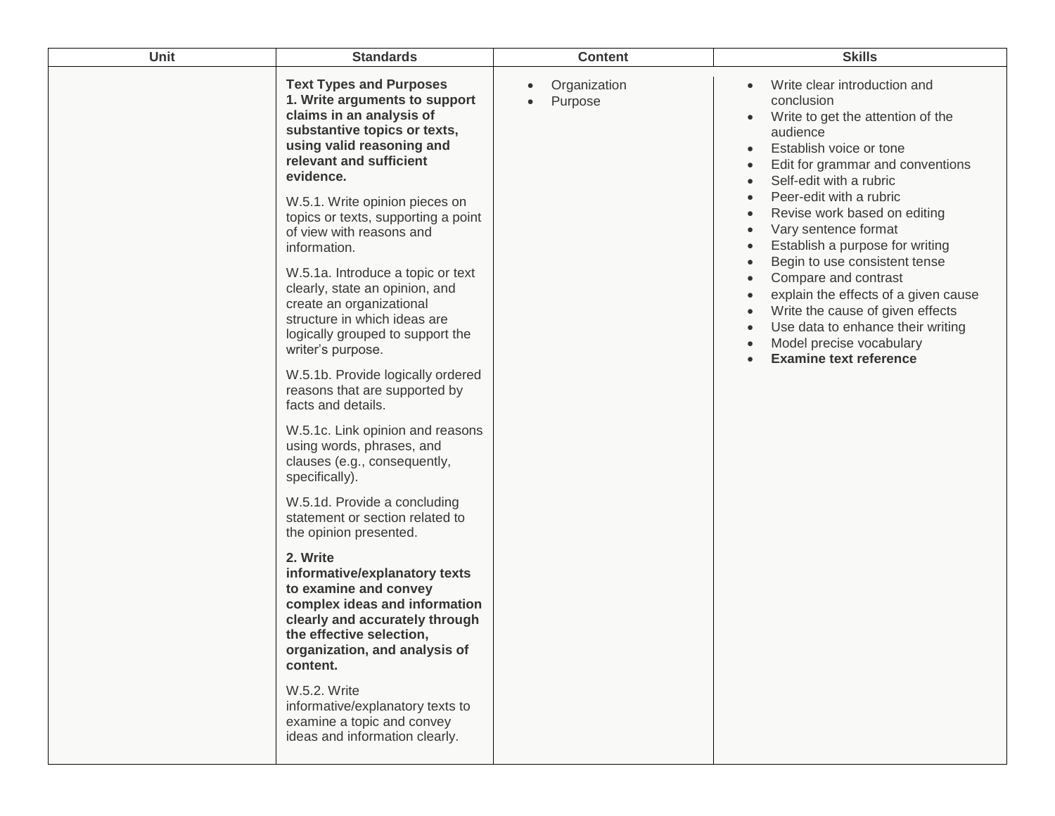| Unit | Standards | Content | Skills |
|---|---|---|---|
| | **Text Types and Purposes**<br>**1. Write arguments to support claims in an analysis of substantive topics or texts, using valid reasoning and relevant and sufficient evidence.**<br><br>W.5.1. Write opinion pieces on topics or texts, supporting a point of view with reasons and information.<br><br>W.5.1a. Introduce a topic or text clearly, state an opinion, and create an organizational structure in which ideas are logically grouped to support the writer's purpose.<br><br>W.5.1b. Provide logically ordered reasons that are supported by facts and details.<br><br>W.5.1c. Link opinion and reasons using words, phrases, and clauses (e.g., consequently, specifically).<br><br>W.5.1d. Provide a concluding statement or section related to the opinion presented.<br><br>**2. Write informative/explanatory texts to examine and convey complex ideas and information clearly and accurately through the effective selection, organization, and analysis of content.**<br><br>W.5.2. Write informative/explanatory texts to examine a topic and convey ideas and information clearly. | • Organization<br>• Purpose | • Write clear introduction and conclusion<br>• Write to get the attention of the audience<br>• Establish voice or tone<br>• Edit for grammar and conventions<br>• Self-edit with a rubric<br>• Peer-edit with a rubric<br>• Revise work based on editing<br>• Vary sentence format<br>• Establish a purpose for writing<br>• Begin to use consistent tense<br>• Compare and contrast<br>• explain the effects of a given cause<br>• Write the cause of given effects<br>• Use data to enhance their writing<br>• Model precise vocabulary<br>• **Examine text reference** |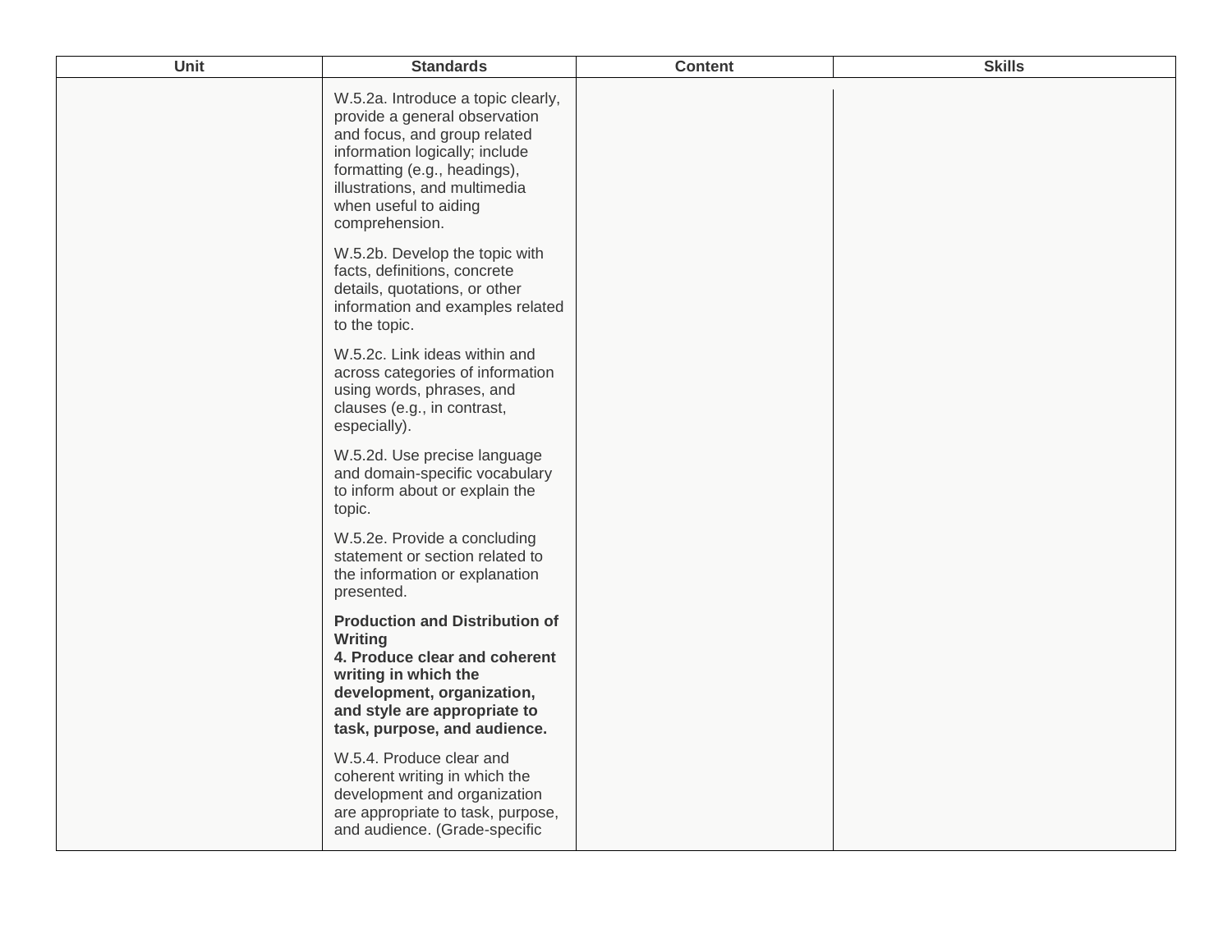| Unit | Standards | Content | Skills |
| --- | --- | --- | --- |
| | W.5.2a. Introduce a topic clearly, provide a general observation and focus, and group related information logically; include formatting (e.g., headings), illustrations, and multimedia when useful to aiding comprehension.<br><br>W.5.2b. Develop the topic with facts, definitions, concrete details, quotations, or other information and examples related to the topic.<br><br>W.5.2c. Link ideas within and across categories of information using words, phrases, and clauses (e.g., in contrast, especially).<br><br>W.5.2d. Use precise language and domain-specific vocabulary to inform about or explain the topic.<br><br>W.5.2e. Provide a concluding statement or section related to the information or explanation presented.<br><br>**Production and Distribution of Writing**<br>**4. Produce clear and coherent writing in which the development, organization, and style are appropriate to task, purpose, and audience.**<br><br>W.5.4. Produce clear and coherent writing in which the development and organization are appropriate to task, purpose, and audience. (Grade-specific | | |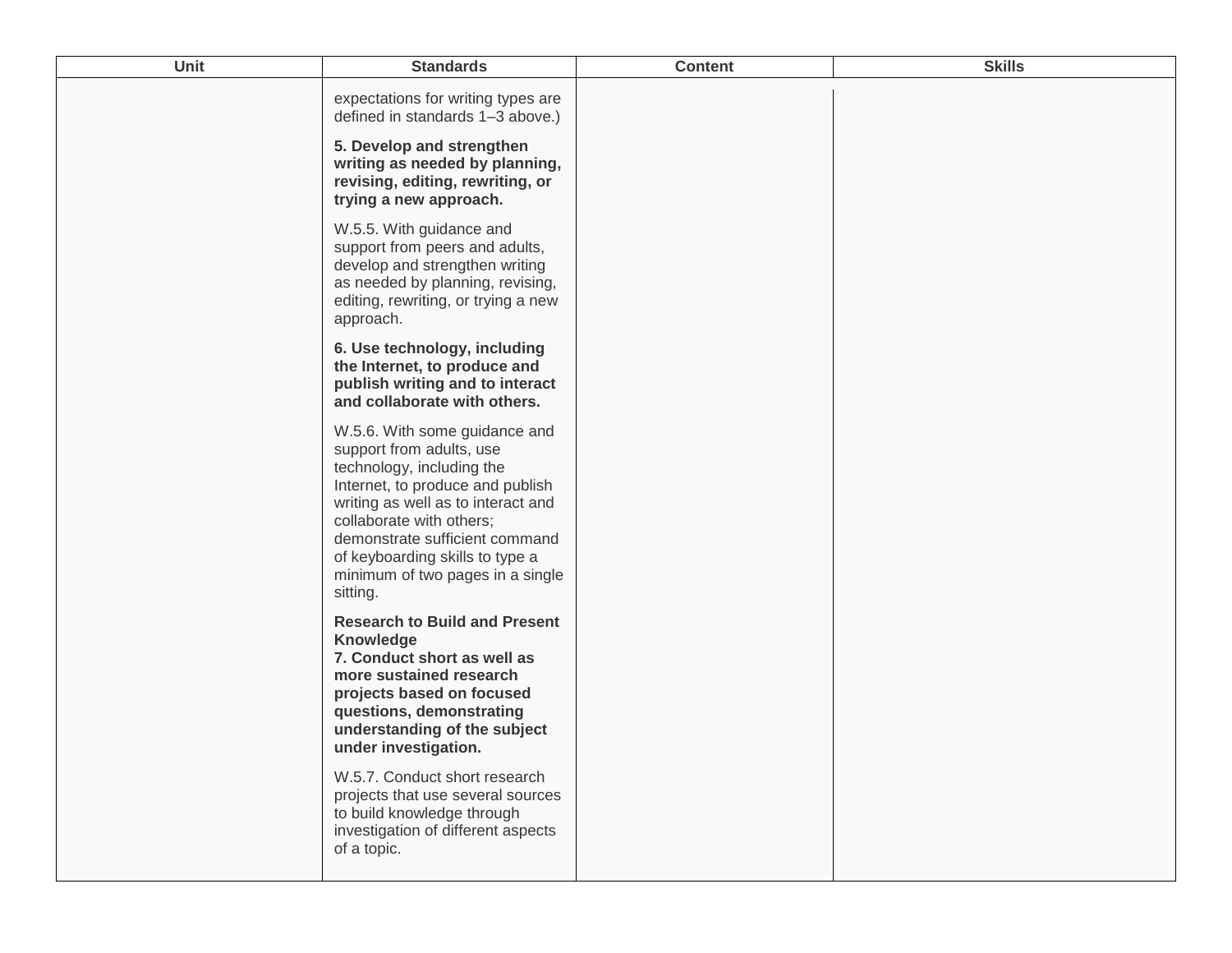| Unit | Standards | Content | Skills |
|---|---|---|---|
| | expectations for writing types are defined in standards 1–3 above.)<br><br>**5. Develop and strengthen writing as needed by planning, revising, editing, rewriting, or trying a new approach.**<br><br>W.5.5. With guidance and support from peers and adults, develop and strengthen writing as needed by planning, revising, editing, rewriting, or trying a new approach.<br><br>**6. Use technology, including the Internet, to produce and publish writing and to interact and collaborate with others.**<br><br>W.5.6. With some guidance and support from adults, use technology, including the Internet, to produce and publish writing as well as to interact and collaborate with others; demonstrate sufficient command of keyboarding skills to type a minimum of two pages in a single sitting.<br><br>**Research to Build and Present Knowledge**<br>**7. Conduct short as well as more sustained research projects based on focused questions, demonstrating understanding of the subject under investigation.**<br><br>W.5.7. Conduct short research projects that use several sources to build knowledge through investigation of different aspects of a topic. | | |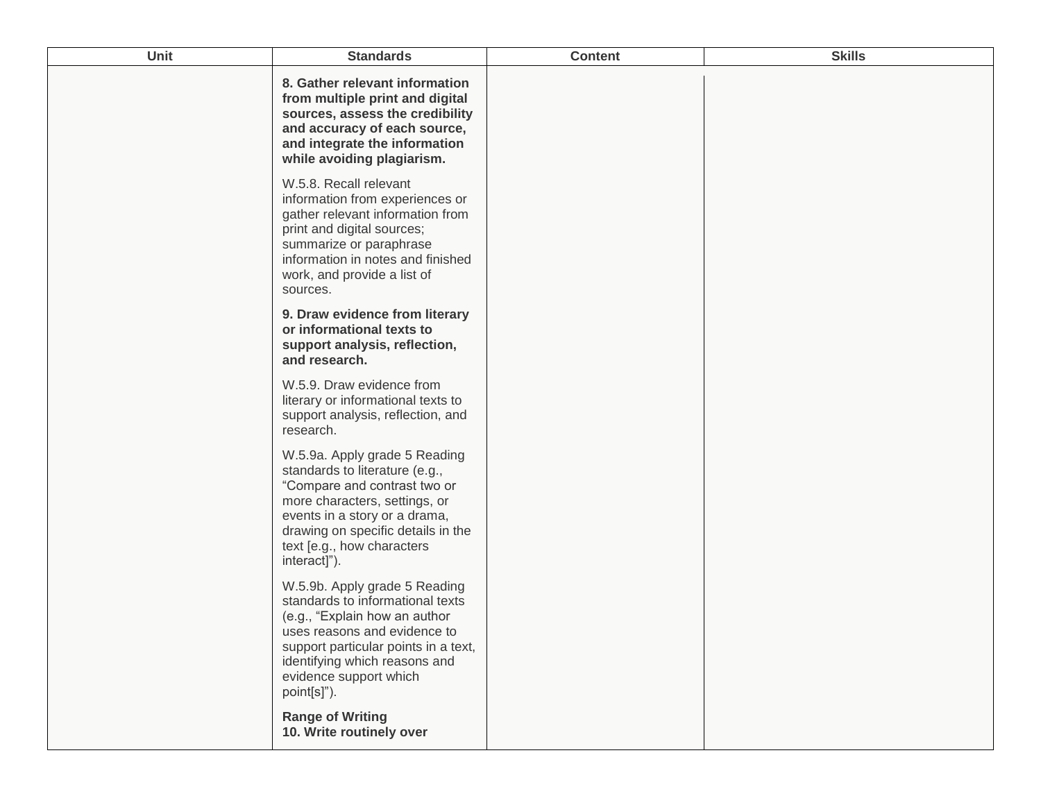| Unit | Standards | Content | Skills |
| --- | --- | --- | --- |
| | **8. Gather relevant information from multiple print and digital sources, assess the credibility and accuracy of each source, and integrate the information while avoiding plagiarism.**<br><br>W.5.8. Recall relevant information from experiences or gather relevant information from print and digital sources; summarize or paraphrase information in notes and finished work, and provide a list of sources.<br><br>**9. Draw evidence from literary or informational texts to support analysis, reflection, and research.**<br><br>W.5.9. Draw evidence from literary or informational texts to support analysis, reflection, and research.<br><br>W.5.9a. Apply grade 5 Reading standards to literature (e.g., "Compare and contrast two or more characters, settings, or events in a story or a drama, drawing on specific details in the text [e.g., how characters interact]").<br><br>W.5.9b. Apply grade 5 Reading standards to informational texts (e.g., "Explain how an author uses reasons and evidence to support particular points in a text, identifying which reasons and evidence support which point[s]").<br><br>**Range of Writing**<br>**10. Write routinely over** | | |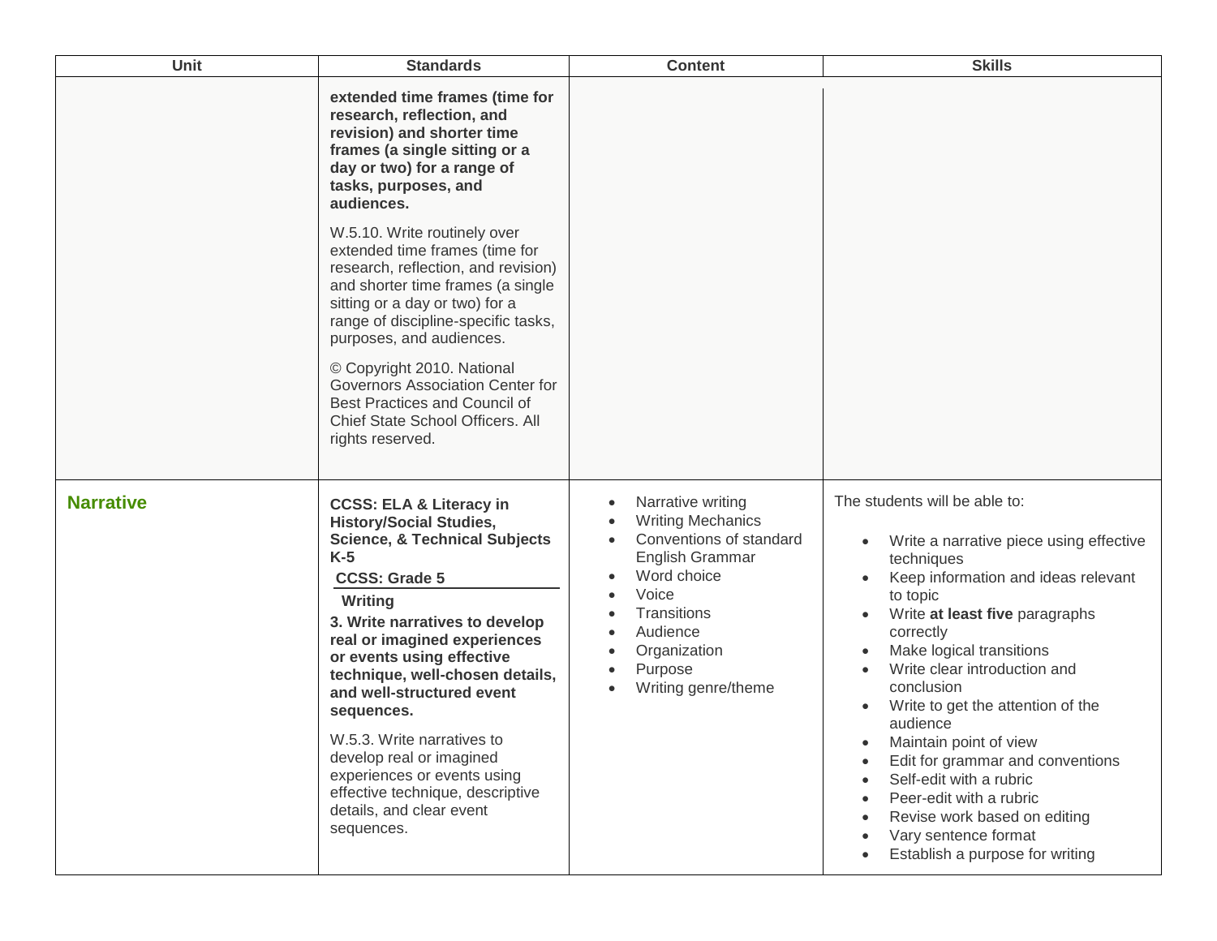| Unit | Standards | Content | Skills |
|---|---|---|---|
| | **extended time frames (time for research, reflection, and revision) and shorter time frames (a single sitting or a day or two) for a range of tasks, purposes, and audiences.**<br><br>W.5.10. Write routinely over extended time frames (time for research, reflection, and revision) and shorter time frames (a single sitting or a day or two) for a range of discipline-specific tasks, purposes, and audiences.<br><br>© Copyright 2010. National Governors Association Center for Best Practices and Council of Chief State School Officers. All rights reserved. | | |
| **Narrative** | **CCSS: ELA & Literacy in History/Social Studies, Science, & Technical Subjects K-5**<br>**CCSS: Grade 5**<br>**Writing**<br>**3. Write narratives to develop real or imagined experiences or events using effective technique, well-chosen details, and well-structured event sequences.**<br><br>W.5.3. Write narratives to develop real or imagined experiences or events using effective technique, descriptive details, and clear event sequences. | • Narrative writing<br>• Writing Mechanics<br>• Conventions of standard English Grammar<br>• Word choice<br>• Voice<br>• Transitions<br>• Audience<br>• Organization<br>• Purpose<br>• Writing genre/theme | The students will be able to:<br><br>• Write a narrative piece using effective techniques<br>• Keep information and ideas relevant to topic<br>• Write **at least five** paragraphs correctly<br>• Make logical transitions<br>• Write clear introduction and conclusion<br>• Write to get the attention of the audience<br>• Maintain point of view<br>• Edit for grammar and conventions<br>• Self-edit with a rubric<br>• Peer-edit with a rubric<br>• Revise work based on editing<br>• Vary sentence format<br>• Establish a purpose for writing |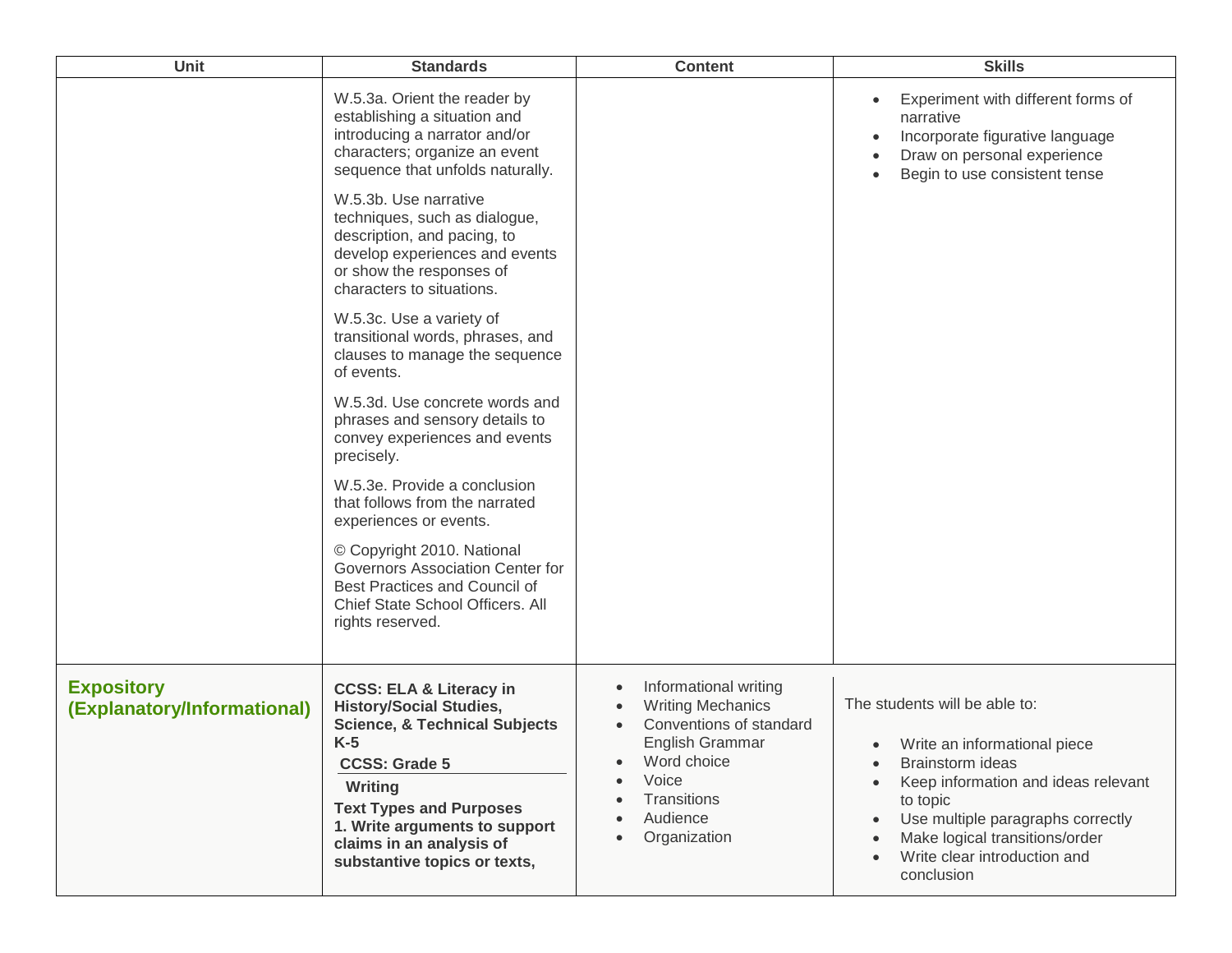| Unit | Standards | Content | Skills |
|---|---|---|---|
| | W.5.3a. Orient the reader by establishing a situation and introducing a narrator and/or characters; organize an event sequence that unfolds naturally.<br><br>W.5.3b. Use narrative techniques, such as dialogue, description, and pacing, to develop experiences and events or show the responses of characters to situations.<br><br>W.5.3c. Use a variety of transitional words, phrases, and clauses to manage the sequence of events.<br><br>W.5.3d. Use concrete words and phrases and sensory details to convey experiences and events precisely.<br><br>W.5.3e. Provide a conclusion that follows from the narrated experiences or events.<br><br>© Copyright 2010. National Governors Association Center for Best Practices and Council of Chief State School Officers. All rights reserved. | | • Experiment with different forms of narrative<br>• Incorporate figurative language<br>• Draw on personal experience<br>• Begin to use consistent tense |
| **Expository (Explanatory/Informational)** | **CCSS: ELA & Literacy in History/Social Studies, Science, & Technical Subjects K-5**<br>**CCSS: Grade 5**<br>**Writing**<br>**Text Types and Purposes**<br>**1. Write arguments to support claims in an analysis of substantive topics or texts,** | • Informational writing<br>• Writing Mechanics<br>• Conventions of standard English Grammar<br>• Word choice<br>• Voice<br>• Transitions<br>• Audience<br>• Organization | The students will be able to:<br><br>• Write an informational piece<br>• Brainstorm ideas<br>• Keep information and ideas relevant to topic<br>• Use multiple paragraphs correctly<br>• Make logical transitions/order<br>• Write clear introduction and conclusion |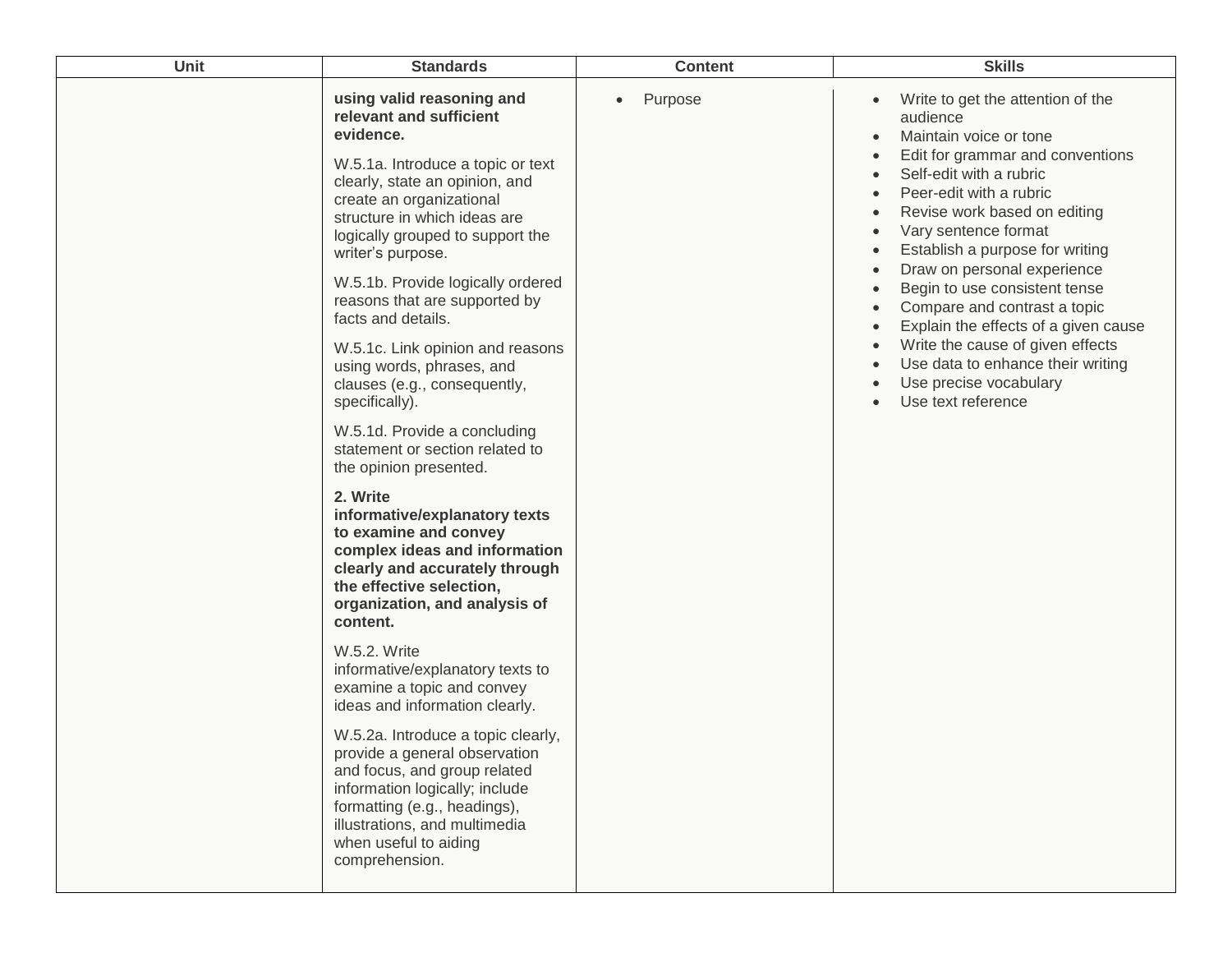| Unit | Standards | Content | Skills |
| --- | --- | --- | --- |
| | **using valid reasoning and relevant and sufficient evidence.**<br><br>W.5.1a. Introduce a topic or text clearly, state an opinion, and create an organizational structure in which ideas are logically grouped to support the writer's purpose.<br><br>W.5.1b. Provide logically ordered reasons that are supported by facts and details.<br><br>W.5.1c. Link opinion and reasons using words, phrases, and clauses (e.g., consequently, specifically).<br><br>W.5.1d. Provide a concluding statement or section related to the opinion presented.<br><br>**2. Write informative/explanatory texts to examine and convey complex ideas and information clearly and accurately through the effective selection, organization, and analysis of content.**<br><br>W.5.2. Write informative/explanatory texts to examine a topic and convey ideas and information clearly.<br><br>W.5.2a. Introduce a topic clearly, provide a general observation and focus, and group related information logically; include formatting (e.g., headings), illustrations, and multimedia when useful to aiding comprehension. | • Purpose | • Write to get the attention of the audience<br>• Maintain voice or tone<br>• Edit for grammar and conventions<br>• Self-edit with a rubric<br>• Peer-edit with a rubric<br>• Revise work based on editing<br>• Vary sentence format<br>• Establish a purpose for writing<br>• Draw on personal experience<br>• Begin to use consistent tense<br>• Compare and contrast a topic<br>• Explain the effects of a given cause<br>• Write the cause of given effects<br>• Use data to enhance their writing<br>• Use precise vocabulary<br>• Use text reference |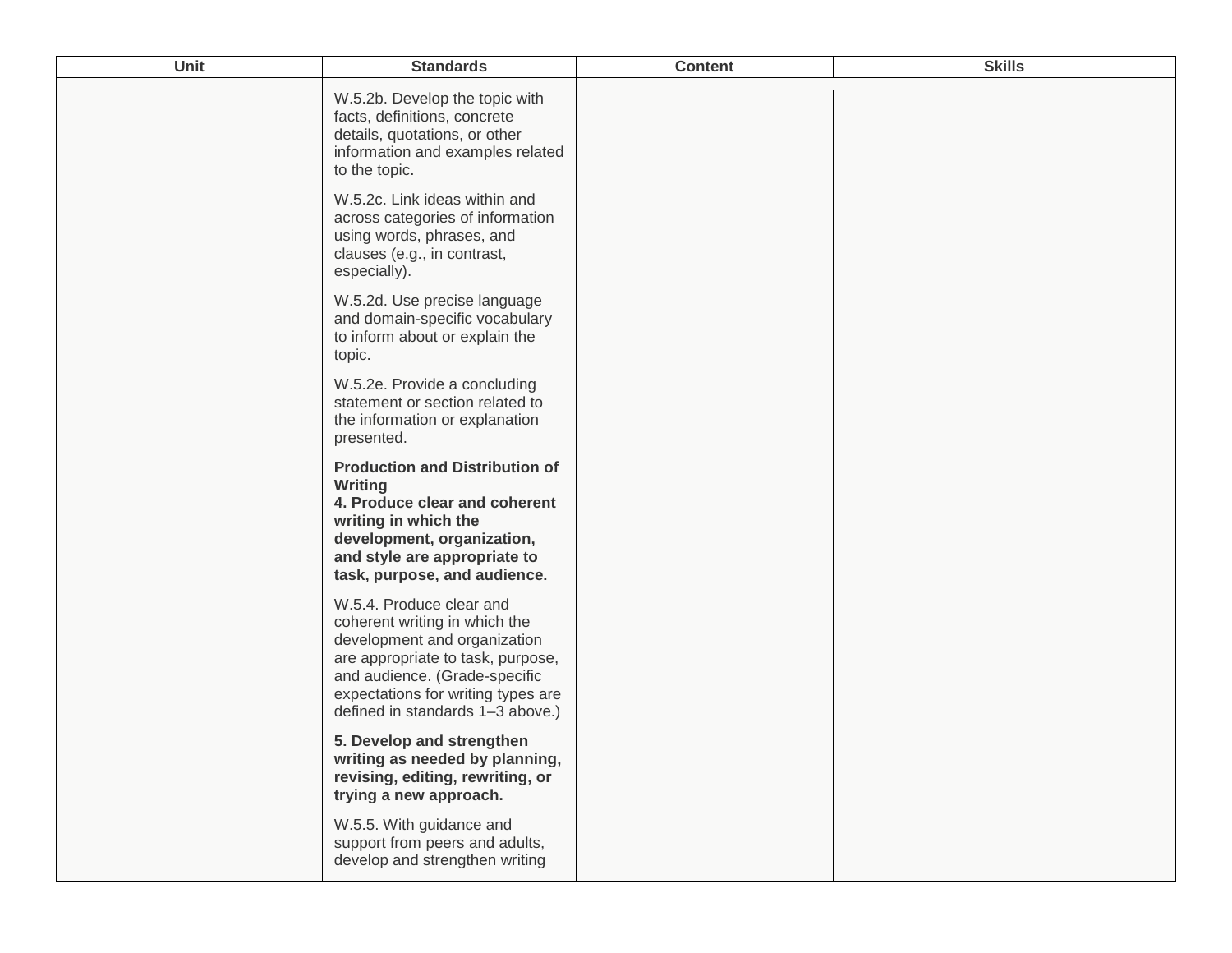| Unit | Standards | Content | Skills |
|---|---|---|---|
| | W.5.2b. Develop the topic with facts, definitions, concrete details, quotations, or other information and examples related to the topic.<br><br>W.5.2c. Link ideas within and across categories of information using words, phrases, and clauses (e.g., in contrast, especially).<br><br>W.5.2d. Use precise language and domain-specific vocabulary to inform about or explain the topic.<br><br>W.5.2e. Provide a concluding statement or section related to the information or explanation presented.<br><br>**Production and Distribution of Writing**<br>**4. Produce clear and coherent writing in which the development, organization, and style are appropriate to task, purpose, and audience.**<br><br>W.5.4. Produce clear and coherent writing in which the development and organization are appropriate to task, purpose, and audience. (Grade-specific expectations for writing types are defined in standards 1–3 above.)<br><br>**5. Develop and strengthen writing as needed by planning, revising, editing, rewriting, or trying a new approach.**<br><br>W.5.5. With guidance and support from peers and adults, develop and strengthen writing | | |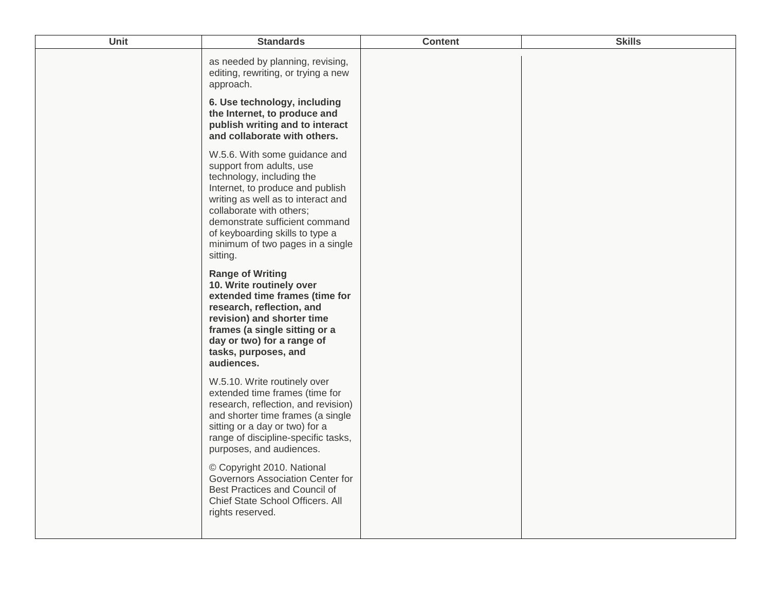| Unit | Standards | Content | Skills |
|---|---|---|---|
| | as needed by planning, revising, editing, rewriting, or trying a new approach.<br><br>**6. Use technology, including the Internet, to produce and publish writing and to interact and collaborate with others.**<br><br>W.5.6. With some guidance and support from adults, use technology, including the Internet, to produce and publish writing as well as to interact and collaborate with others; demonstrate sufficient command of keyboarding skills to type a minimum of two pages in a single sitting.<br><br>**Range of Writing**<br>**10. Write routinely over extended time frames (time for research, reflection, and revision) and shorter time frames (a single sitting or a day or two) for a range of tasks, purposes, and audiences.**<br><br>W.5.10. Write routinely over extended time frames (time for research, reflection, and revision) and shorter time frames (a single sitting or a day or two) for a range of discipline-specific tasks, purposes, and audiences.<br><br>© Copyright 2010. National Governors Association Center for Best Practices and Council of Chief State School Officers. All rights reserved. | | |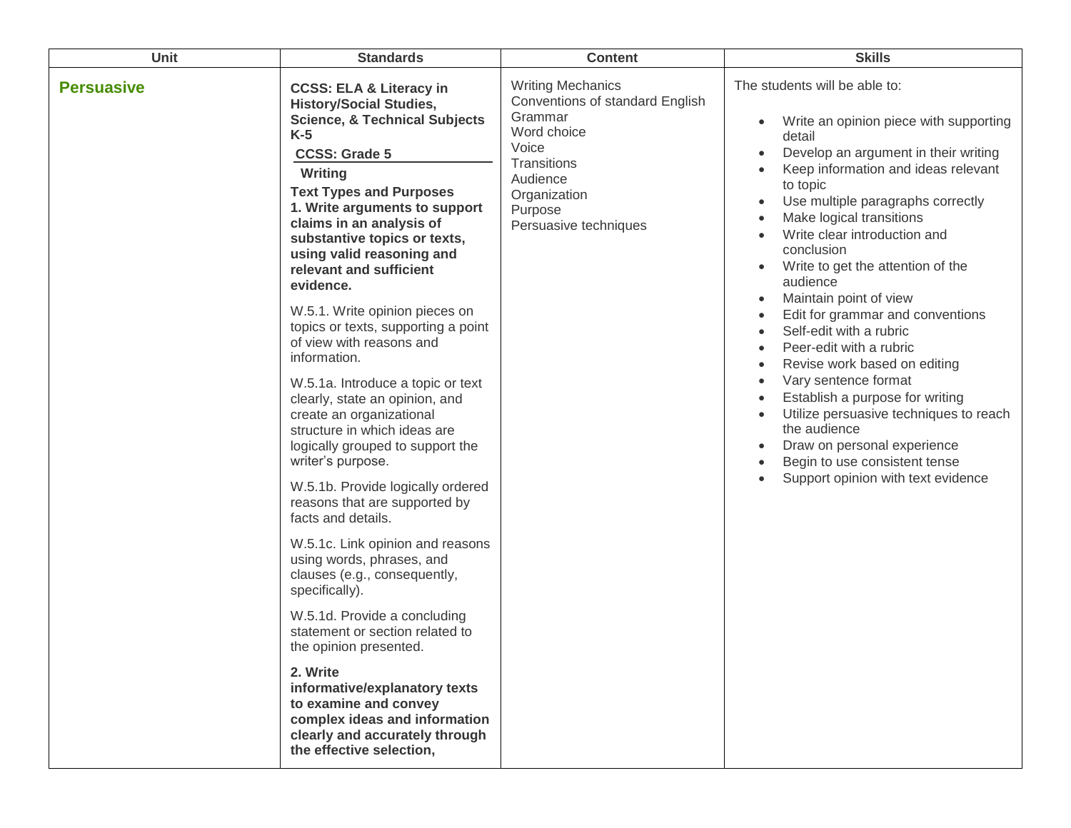| Unit | Standards | Content | Skills |
| --- | --- | --- | --- |
| **Persuasive** | **CCSS: ELA & Literacy in History/Social Studies, Science, & Technical Subjects K-5**<br>**CCSS: Grade 5**<br>**Writing**<br>**Text Types and Purposes**<br>**1. Write arguments to support claims in an analysis of substantive topics or texts, using valid reasoning and relevant and sufficient evidence.**<br>W.5.1. Write opinion pieces on topics or texts, supporting a point of view with reasons and information.<br>W.5.1a. Introduce a topic or text clearly, state an opinion, and create an organizational structure in which ideas are logically grouped to support the writer's purpose.<br>W.5.1b. Provide logically ordered reasons that are supported by facts and details.<br>W.5.1c. Link opinion and reasons using words, phrases, and clauses (e.g., consequently, specifically).<br>W.5.1d. Provide a concluding statement or section related to the opinion presented.<br>**2. Write informative/explanatory texts to examine and convey complex ideas and information clearly and accurately through the effective selection,** | Writing Mechanics<br>Conventions of standard English<br>Grammar<br>Word choice<br>Voice<br>Transitions<br>Audience<br>Organization<br>Purpose<br>Persuasive techniques | The students will be able to:<br>• Write an opinion piece with supporting detail<br>• Develop an argument in their writing<br>• Keep information and ideas relevant to topic<br>• Use multiple paragraphs correctly<br>• Make logical transitions<br>• Write clear introduction and conclusion<br>• Write to get the attention of the audience<br>• Maintain point of view<br>• Edit for grammar and conventions<br>• Self-edit with a rubric<br>• Peer-edit with a rubric<br>• Revise work based on editing<br>• Vary sentence format<br>• Establish a purpose for writing<br>• Utilize persuasive techniques to reach the audience<br>• Draw on personal experience<br>• Begin to use consistent tense<br>• Support opinion with text evidence |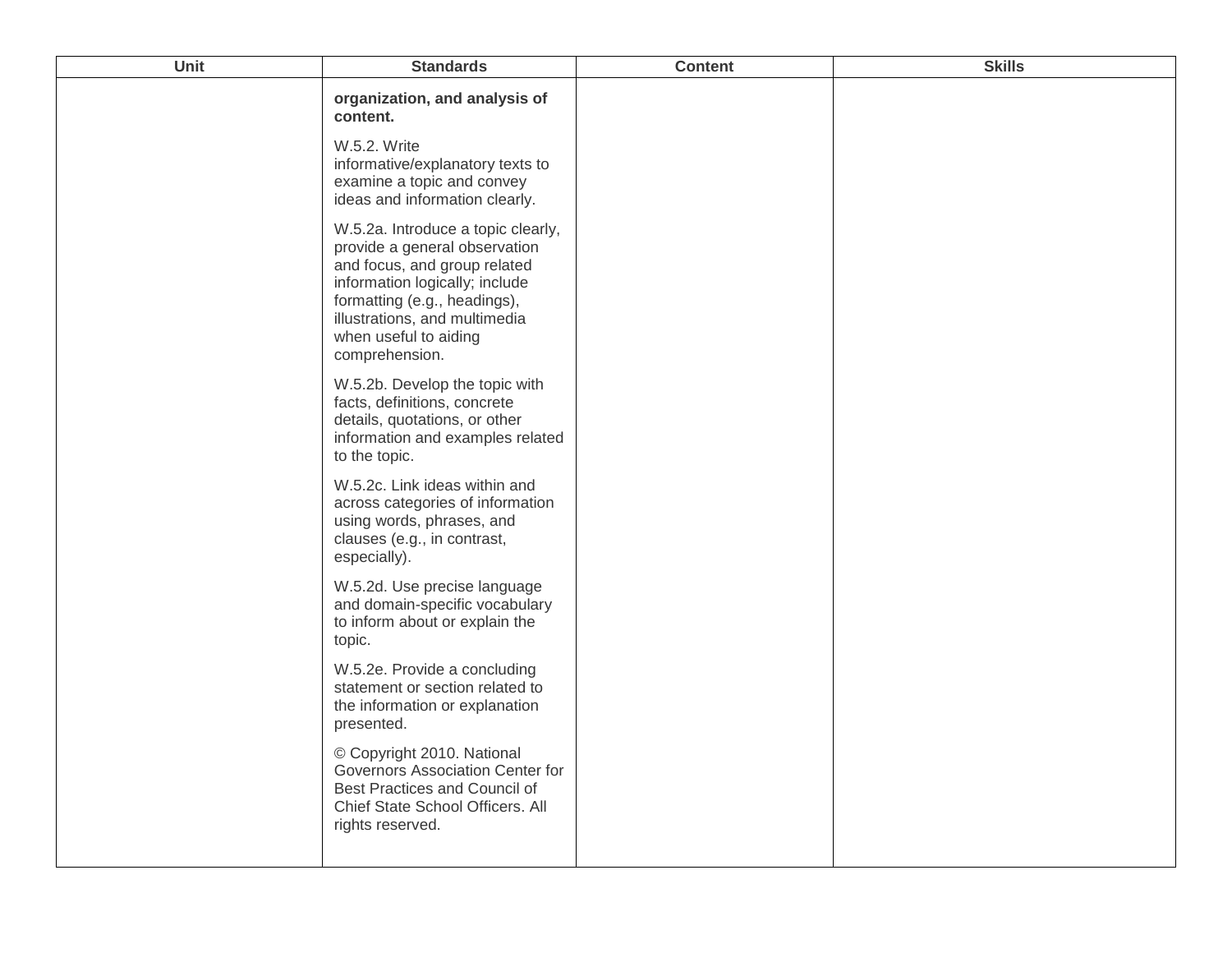| Unit | Standards | Content | Skills |
| --- | --- | --- | --- |
| | **organization, and analysis of content.**<br><br>W.5.2. Write informative/explanatory texts to examine a topic and convey ideas and information clearly.<br><br>W.5.2a. Introduce a topic clearly, provide a general observation and focus, and group related information logically; include formatting (e.g., headings), illustrations, and multimedia when useful to aiding comprehension.<br><br>W.5.2b. Develop the topic with facts, definitions, concrete details, quotations, or other information and examples related to the topic.<br><br>W.5.2c. Link ideas within and across categories of information using words, phrases, and clauses (e.g., in contrast, especially).<br><br>W.5.2d. Use precise language and domain-specific vocabulary to inform about or explain the topic.<br><br>W.5.2e. Provide a concluding statement or section related to the information or explanation presented.<br><br>© Copyright 2010. National Governors Association Center for Best Practices and Council of Chief State School Officers. All rights reserved. | | |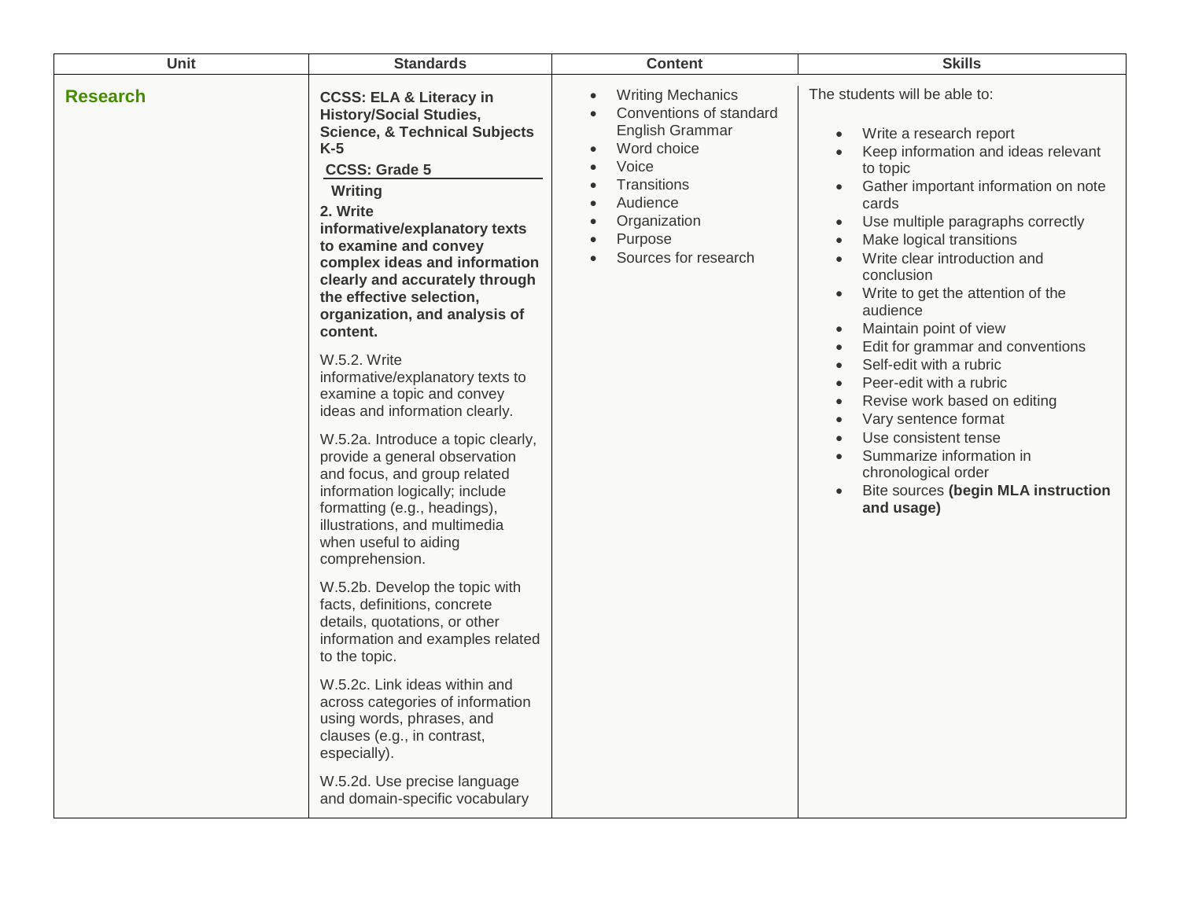| Unit | Standards | Content | Skills |
|---|---|---|---|
| **Research** | **CCSS: ELA & Literacy in History/Social Studies, Science, & Technical Subjects K-5**<br><br>**CCSS: Grade 5**<br><br>**Writing**<br><br>**2. Write informative/explanatory texts to examine and convey complex ideas and information clearly and accurately through the effective selection, organization, and analysis of content.**<br><br>W.5.2. Write informative/explanatory texts to examine a topic and convey ideas and information clearly.<br><br>W.5.2a. Introduce a topic clearly, provide a general observation and focus, and group related information logically; include formatting (e.g., headings), illustrations, and multimedia when useful to aiding comprehension.<br><br>W.5.2b. Develop the topic with facts, definitions, concrete details, quotations, or other information and examples related to the topic.<br><br>W.5.2c. Link ideas within and across categories of information using words, phrases, and clauses (e.g., in contrast, especially).<br><br>W.5.2d. Use precise language and domain-specific vocabulary | • Writing Mechanics<br>• Conventions of standard English Grammar<br>• Word choice<br>• Voice<br>• Transitions<br>• Audience<br>• Organization<br>• Purpose<br>• Sources for research | The students will be able to:<br><br>• Write a research report<br>• Keep information and ideas relevant to topic<br>• Gather important information on note cards<br>• Use multiple paragraphs correctly<br>• Make logical transitions<br>• Write clear introduction and conclusion<br>• Write to get the attention of the audience<br>• Maintain point of view<br>• Edit for grammar and conventions<br>• Self-edit with a rubric<br>• Peer-edit with a rubric<br>• Revise work based on editing<br>• Vary sentence format<br>• Use consistent tense<br>• Summarize information in chronological order<br>• Bite sources **(begin MLA instruction and usage)** |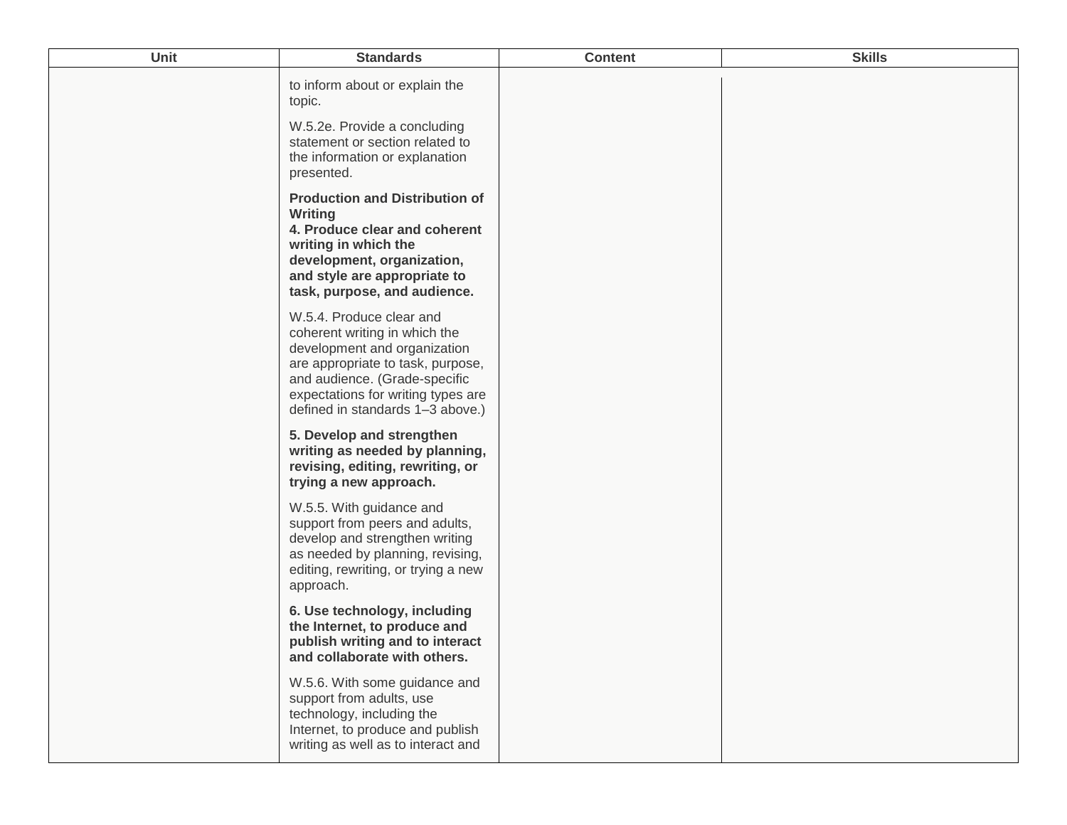| Unit | Standards | Content | Skills |
|---|---|---|---|
| | to inform about or explain the topic.<br><br>W.5.2e. Provide a concluding statement or section related to the information or explanation presented.<br><br>**Production and Distribution of Writing**<br>**4. Produce clear and coherent writing in which the development, organization, and style are appropriate to task, purpose, and audience.**<br><br>W.5.4. Produce clear and coherent writing in which the development and organization are appropriate to task, purpose, and audience. (Grade-specific expectations for writing types are defined in standards 1–3 above.)<br><br>**5. Develop and strengthen writing as needed by planning, revising, editing, rewriting, or trying a new approach.**<br><br>W.5.5. With guidance and support from peers and adults, develop and strengthen writing as needed by planning, revising, editing, rewriting, or trying a new approach.<br><br>**6. Use technology, including the Internet, to produce and publish writing and to interact and collaborate with others.**<br><br>W.5.6. With some guidance and support from adults, use technology, including the Internet, to produce and publish writing as well as to interact and | | |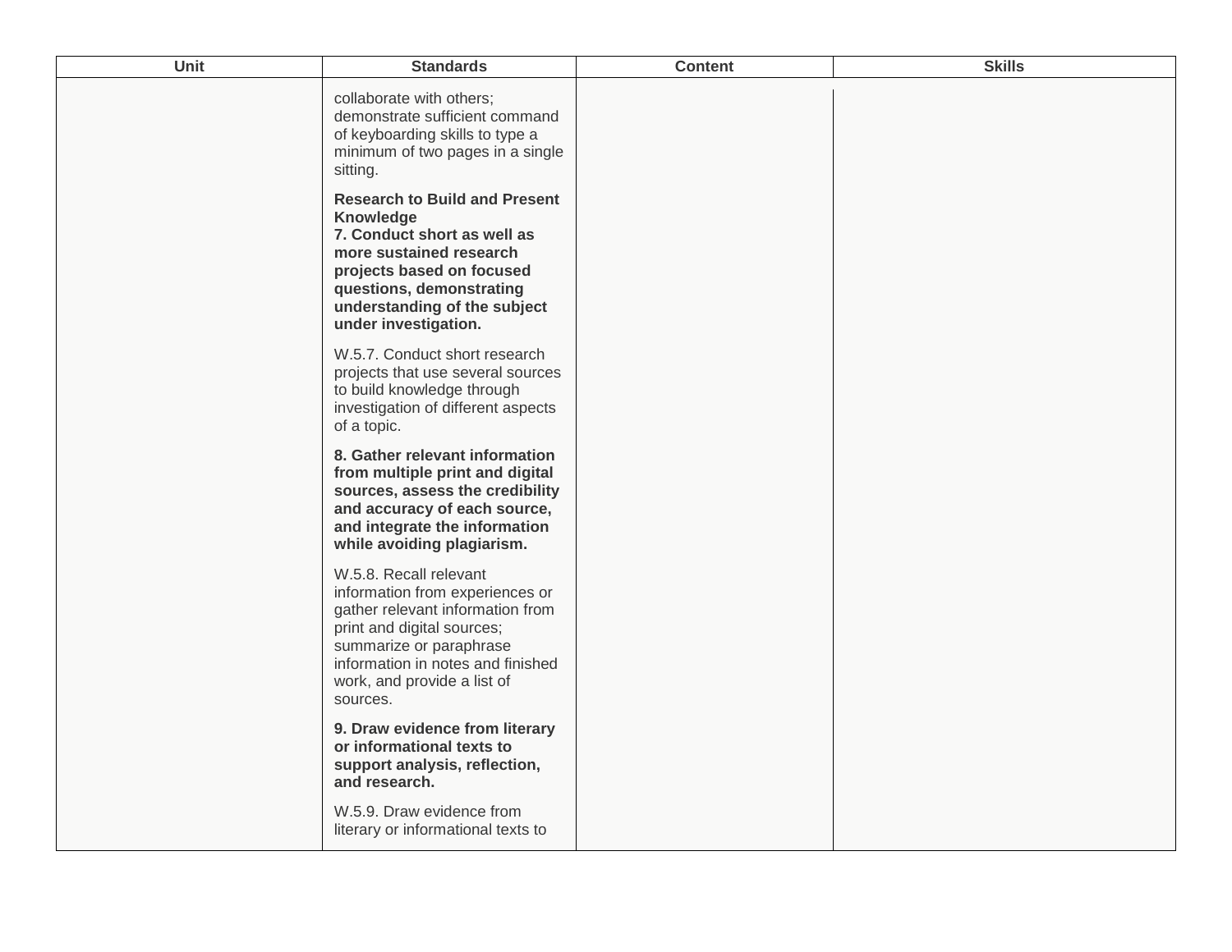| Unit | Standards | Content | Skills |
| --- | --- | --- | --- |
| | collaborate with others; demonstrate sufficient command of keyboarding skills to type a minimum of two pages in a single sitting.<br><br>**Research to Build and Present Knowledge**<br>**7. Conduct short as well as more sustained research projects based on focused questions, demonstrating understanding of the subject under investigation.**<br><br>W.5.7. Conduct short research projects that use several sources to build knowledge through investigation of different aspects of a topic.<br><br>**8. Gather relevant information from multiple print and digital sources, assess the credibility and accuracy of each source, and integrate the information while avoiding plagiarism.**<br><br>W.5.8. Recall relevant information from experiences or gather relevant information from print and digital sources; summarize or paraphrase information in notes and finished work, and provide a list of sources.<br><br>**9. Draw evidence from literary or informational texts to support analysis, reflection, and research.**<br><br>W.5.9. Draw evidence from literary or informational texts to | | |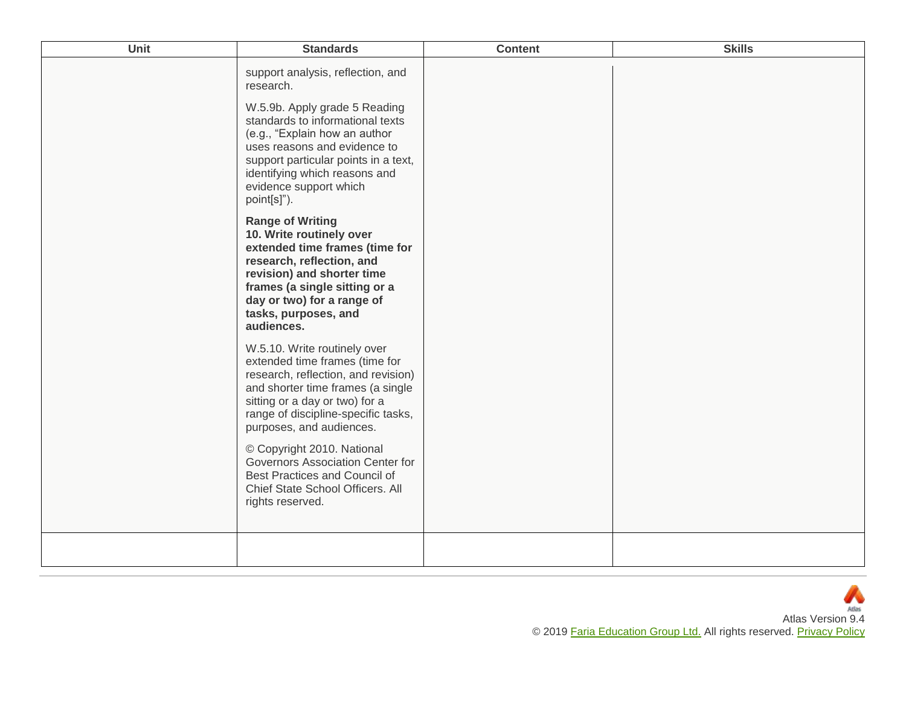| Unit | Standards | Content | Skills |
|---|---|---|---|
| | support analysis, reflection, and research.<br><br>W.5.9b. Apply grade 5 Reading standards to informational texts (e.g., "Explain how an author uses reasons and evidence to support particular points in a text, identifying which reasons and evidence support which point[s]").<br><br>**Range of Writing**<br>**10. Write routinely over extended time frames (time for research, reflection, and revision) and shorter time frames (a single sitting or a day or two) for a range of tasks, purposes, and audiences.**<br><br>W.5.10. Write routinely over extended time frames (time for research, reflection, and revision) and shorter time frames (a single sitting or a day or two) for a range of discipline-specific tasks, purposes, and audiences.<br><br>© Copyright 2010. National Governors Association Center for Best Practices and Council of Chief State School Officers. All rights reserved. | | |
| | | | |

Atlas Version 9.4
© 2019 Faria Education Group Ltd. All rights reserved. Privacy Policy